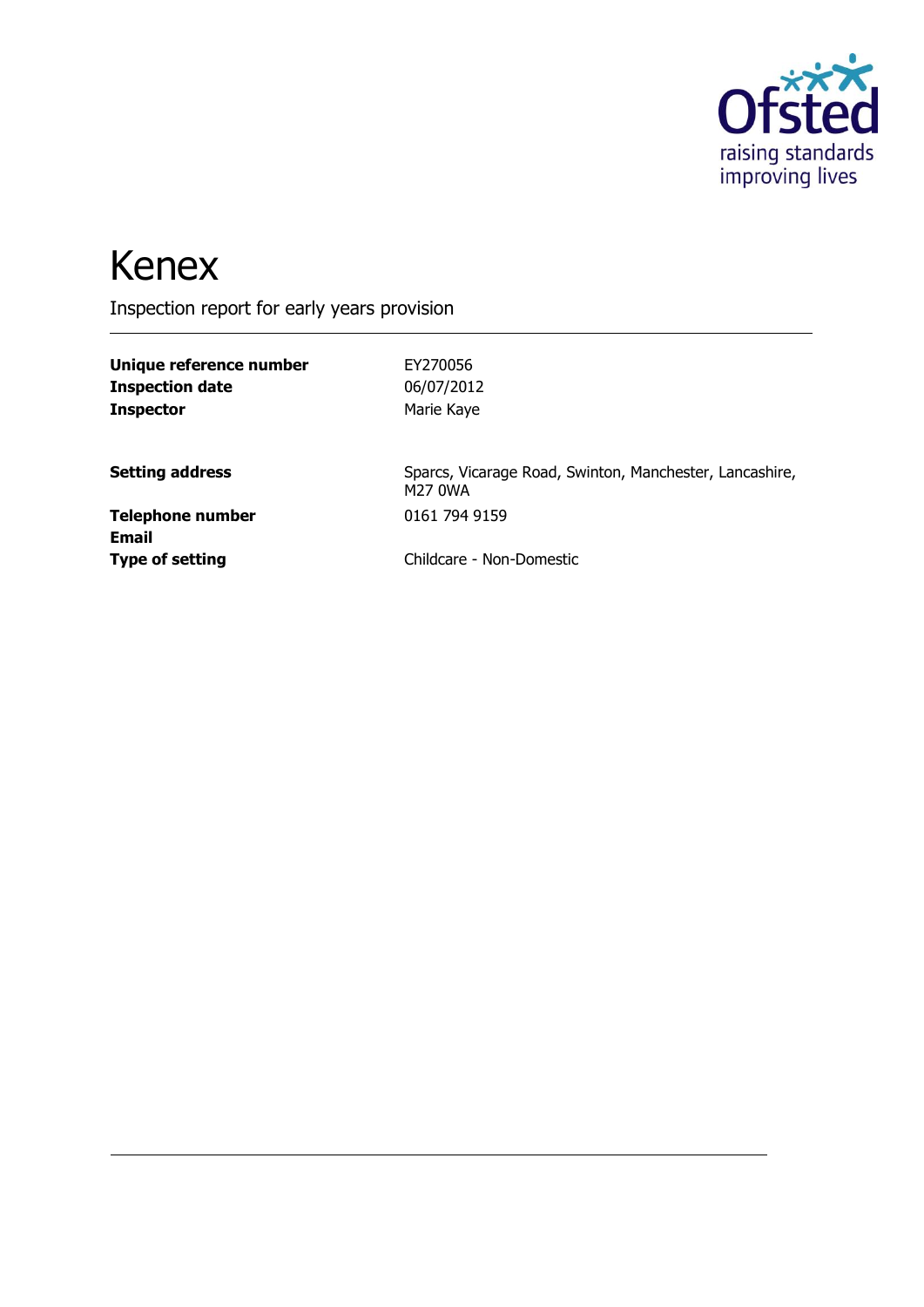Ofsted
raising standards
improving lives

# Kenex

Inspection report for early years provision

| | |
|---|---|
| **Unique reference number** | EY270056 |
| **Inspection date** | 06/07/2012 |
| **Inspector** | Marie Kaye |

| | |
|---|---|
| **Setting address** | Sparcs, Vicarage Road, Swinton, Manchester, Lancashire, M27 0WA |
| **Telephone number** | 0161 794 9159 |
| **Email** | |
| **Type of setting** | Childcare - Non-Domestic |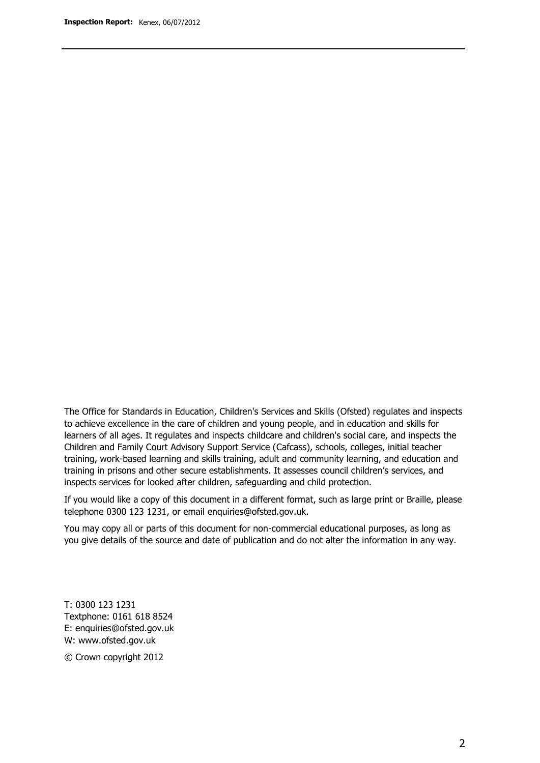The Office for Standards in Education, Children's Services and Skills (Ofsted) regulates and inspects to achieve excellence in the care of children and young people, and in education and skills for learners of all ages. It regulates and inspects childcare and children's social care, and inspects the Children and Family Court Advisory Support Service (Cafcass), schools, colleges, initial teacher training, work-based learning and skills training, adult and community learning, and education and training in prisons and other secure establishments. It assesses council children's services, and inspects services for looked after children, safeguarding and child protection.

If you would like a copy of this document in a different format, such as large print or Braille, please telephone 0300 123 1231, or email enquiries@ofsted.gov.uk.

You may copy all or parts of this document for non-commercial educational purposes, as long as you give details of the source and date of publication and do not alter the information in any way.

T: 0300 123 1231  
Textphone: 0161 618 8524  
E: enquiries@ofsted.gov.uk  
W: www.ofsted.gov.uk

© Crown copyright 2012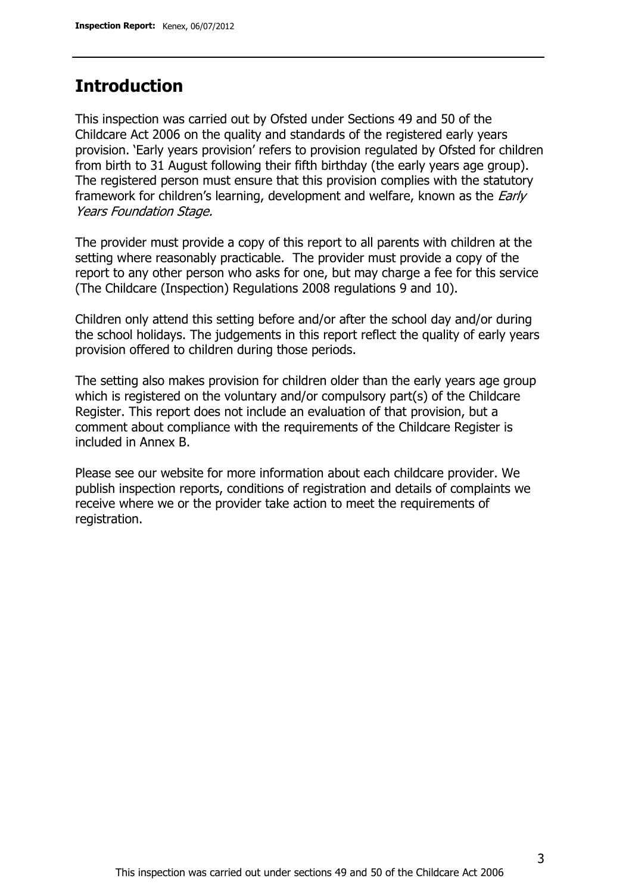## Introduction

This inspection was carried out by Ofsted under Sections 49 and 50 of the Childcare Act 2006 on the quality and standards of the registered early years provision. 'Early years provision' refers to provision regulated by Ofsted for children from birth to 31 August following their fifth birthday (the early years age group). The registered person must ensure that this provision complies with the statutory framework for children's learning, development and welfare, known as the *Early Years Foundation Stage.*

The provider must provide a copy of this report to all parents with children at the setting where reasonably practicable. The provider must provide a copy of the report to any other person who asks for one, but may charge a fee for this service (The Childcare (Inspection) Regulations 2008 regulations 9 and 10).

Children only attend this setting before and/or after the school day and/or during the school holidays. The judgements in this report reflect the quality of early years provision offered to children during those periods.

The setting also makes provision for children older than the early years age group which is registered on the voluntary and/or compulsory part(s) of the Childcare Register. This report does not include an evaluation of that provision, but a comment about compliance with the requirements of the Childcare Register is included in Annex B.

Please see our website for more information about each childcare provider. We publish inspection reports, conditions of registration and details of complaints we receive where we or the provider take action to meet the requirements of registration.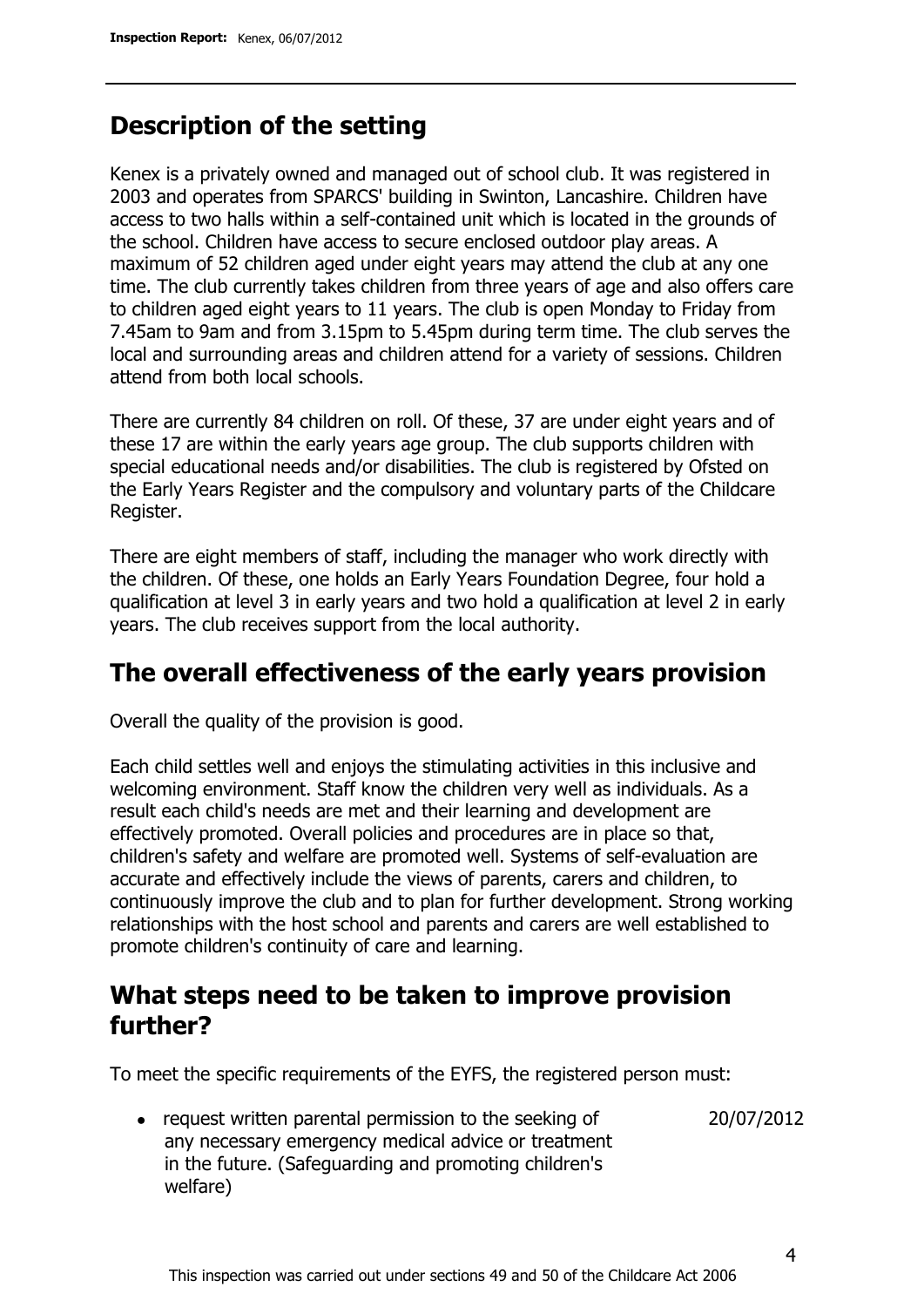## Description of the setting

Kenex is a privately owned and managed out of school club. It was registered in 2003 and operates from SPARCS' building in Swinton, Lancashire. Children have access to two halls within a self-contained unit which is located in the grounds of the school. Children have access to secure enclosed outdoor play areas. A maximum of 52 children aged under eight years may attend the club at any one time. The club currently takes children from three years of age and also offers care to children aged eight years to 11 years. The club is open Monday to Friday from 7.45am to 9am and from 3.15pm to 5.45pm during term time. The club serves the local and surrounding areas and children attend for a variety of sessions. Children attend from both local schools.

There are currently 84 children on roll. Of these, 37 are under eight years and of these 17 are within the early years age group. The club supports children with special educational needs and/or disabilities. The club is registered by Ofsted on the Early Years Register and the compulsory and voluntary parts of the Childcare Register.

There are eight members of staff, including the manager who work directly with the children. Of these, one holds an Early Years Foundation Degree, four hold a qualification at level 3 in early years and two hold a qualification at level 2 in early years. The club receives support from the local authority.

## The overall effectiveness of the early years provision

Overall the quality of the provision is good.

Each child settles well and enjoys the stimulating activities in this inclusive and welcoming environment. Staff know the children very well as individuals. As a result each child's needs are met and their learning and development are effectively promoted. Overall policies and procedures are in place so that, children's safety and welfare are promoted well. Systems of self-evaluation are accurate and effectively include the views of parents, carers and children, to continuously improve the club and to plan for further development. Strong working relationships with the host school and parents and carers are well established to promote children's continuity of care and learning.

## What steps need to be taken to improve provision further?

To meet the specific requirements of the EYFS, the registered person must:

| | |
|---|---|
| • request written parental permission to the seeking of any necessary emergency medical advice or treatment in the future. (Safeguarding and promoting children's welfare) | 20/07/2012 |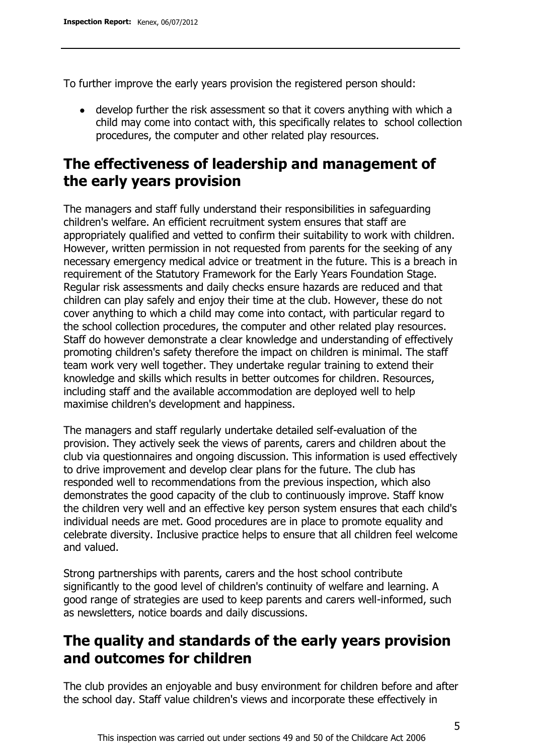To further improve the early years provision the registered person should:

- develop further the risk assessment so that it covers anything with which a child may come into contact with, this specifically relates to school collection procedures, the computer and other related play resources.

## The effectiveness of leadership and management of the early years provision

The managers and staff fully understand their responsibilities in safeguarding children's welfare. An efficient recruitment system ensures that staff are appropriately qualified and vetted to confirm their suitability to work with children. However, written permission in not requested from parents for the seeking of any necessary emergency medical advice or treatment in the future. This is a breach in requirement of the Statutory Framework for the Early Years Foundation Stage. Regular risk assessments and daily checks ensure hazards are reduced and that children can play safely and enjoy their time at the club. However, these do not cover anything to which a child may come into contact, with particular regard to the school collection procedures, the computer and other related play resources. Staff do however demonstrate a clear knowledge and understanding of effectively promoting children's safety therefore the impact on children is minimal. The staff team work very well together. They undertake regular training to extend their knowledge and skills which results in better outcomes for children. Resources, including staff and the available accommodation are deployed well to help maximise children's development and happiness.

The managers and staff regularly undertake detailed self-evaluation of the provision. They actively seek the views of parents, carers and children about the club via questionnaires and ongoing discussion. This information is used effectively to drive improvement and develop clear plans for the future. The club has responded well to recommendations from the previous inspection, which also demonstrates the good capacity of the club to continuously improve. Staff know the children very well and an effective key person system ensures that each child's individual needs are met. Good procedures are in place to promote equality and celebrate diversity. Inclusive practice helps to ensure that all children feel welcome and valued.

Strong partnerships with parents, carers and the host school contribute significantly to the good level of children's continuity of welfare and learning. A good range of strategies are used to keep parents and carers well-informed, such as newsletters, notice boards and daily discussions.

## The quality and standards of the early years provision and outcomes for children

The club provides an enjoyable and busy environment for children before and after the school day. Staff value children's views and incorporate these effectively in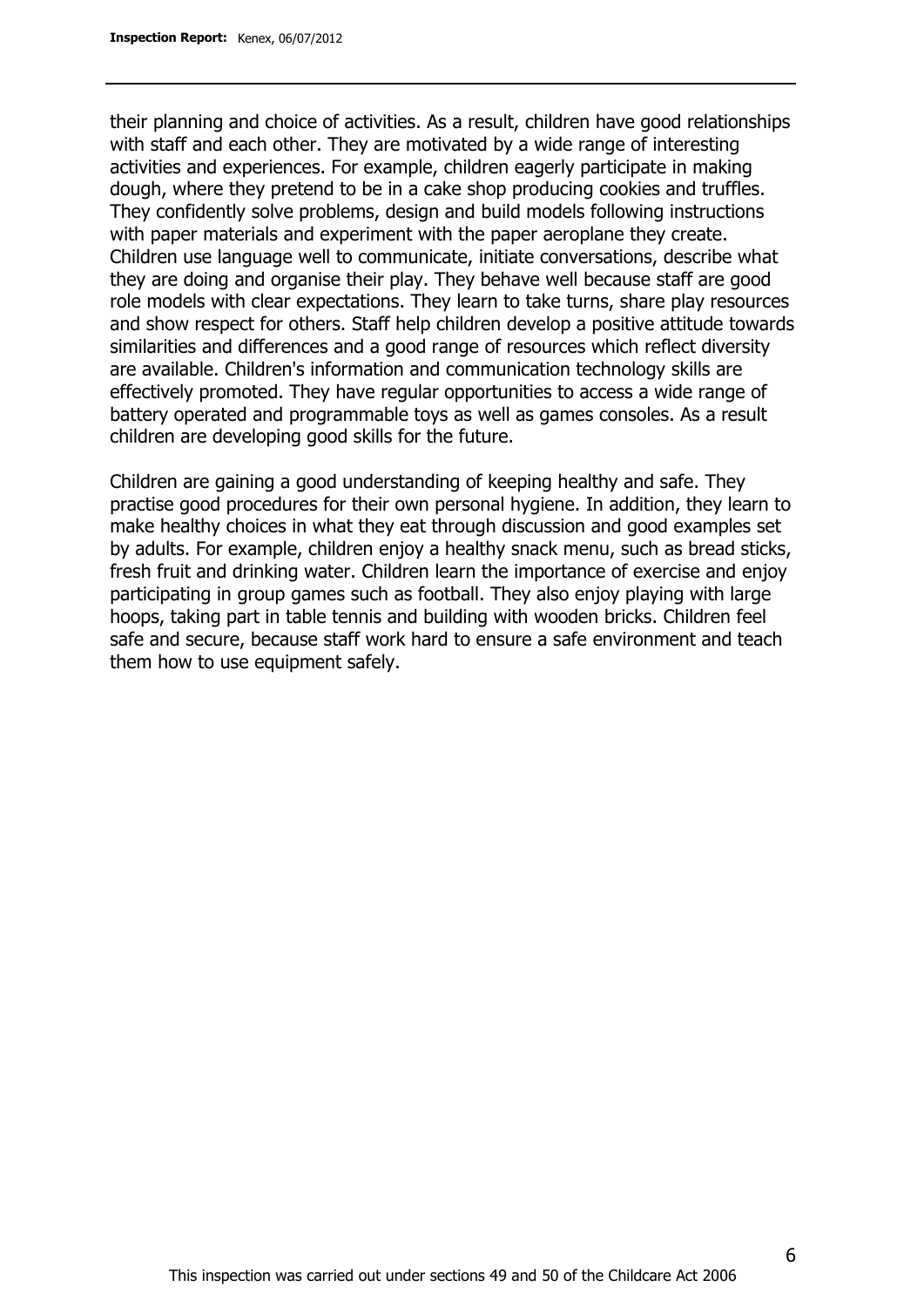their planning and choice of activities. As a result, children have good relationships with staff and each other. They are motivated by a wide range of interesting activities and experiences. For example, children eagerly participate in making dough, where they pretend to be in a cake shop producing cookies and truffles. They confidently solve problems, design and build models following instructions with paper materials and experiment with the paper aeroplane they create. Children use language well to communicate, initiate conversations, describe what they are doing and organise their play. They behave well because staff are good role models with clear expectations. They learn to take turns, share play resources and show respect for others. Staff help children develop a positive attitude towards similarities and differences and a good range of resources which reflect diversity are available. Children's information and communication technology skills are effectively promoted. They have regular opportunities to access a wide range of battery operated and programmable toys as well as games consoles. As a result children are developing good skills for the future.

Children are gaining a good understanding of keeping healthy and safe. They practise good procedures for their own personal hygiene. In addition, they learn to make healthy choices in what they eat through discussion and good examples set by adults. For example, children enjoy a healthy snack menu, such as bread sticks, fresh fruit and drinking water. Children learn the importance of exercise and enjoy participating in group games such as football. They also enjoy playing with large hoops, taking part in table tennis and building with wooden bricks. Children feel safe and secure, because staff work hard to ensure a safe environment and teach them how to use equipment safely.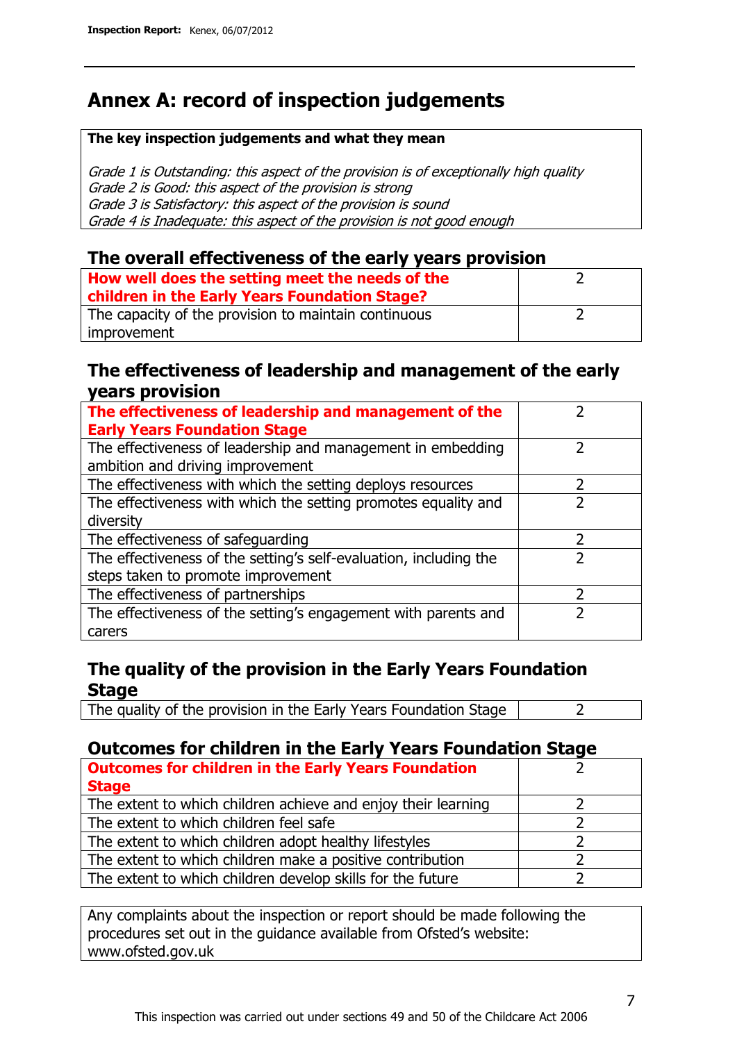# Annex A: record of inspection judgements

| **The key inspection judgements and what they mean** |
|---|
| *Grade 1 is Outstanding: this aspect of the provision is of exceptionally high quality*<br>*Grade 2 is Good: this aspect of the provision is strong*<br>*Grade 3 is Satisfactory: this aspect of the provision is sound*<br>*Grade 4 is Inadequate: this aspect of the provision is not good enough* |

## The overall effectiveness of the early years provision

| | |
|---|---|
| **How well does the setting meet the needs of the children in the Early Years Foundation Stage?** | 2 |
| The capacity of the provision to maintain continuous improvement | 2 |

## The effectiveness of leadership and management of the early years provision

| | |
|---|---|
| **The effectiveness of leadership and management of the Early Years Foundation Stage** | 2 |
| The effectiveness of leadership and management in embedding ambition and driving improvement | 2 |
| The effectiveness with which the setting deploys resources | 2 |
| The effectiveness with which the setting promotes equality and diversity | 2 |
| The effectiveness of safeguarding | 2 |
| The effectiveness of the setting's self-evaluation, including the steps taken to promote improvement | 2 |
| The effectiveness of partnerships | 2 |
| The effectiveness of the setting's engagement with parents and carers | 2 |

## The quality of the provision in the Early Years Foundation Stage

| | |
|---|---|
| The quality of the provision in the Early Years Foundation Stage | 2 |

## Outcomes for children in the Early Years Foundation Stage

| | |
|---|---|
| **Outcomes for children in the Early Years Foundation Stage** | 2 |
| The extent to which children achieve and enjoy their learning | 2 |
| The extent to which children feel safe | 2 |
| The extent to which children adopt healthy lifestyles | 2 |
| The extent to which children make a positive contribution | 2 |
| The extent to which children develop skills for the future | 2 |

Any complaints about the inspection or report should be made following the procedures set out in the guidance available from Ofsted's website: www.ofsted.gov.uk

This inspection was carried out under sections 49 and 50 of the Childcare Act 2006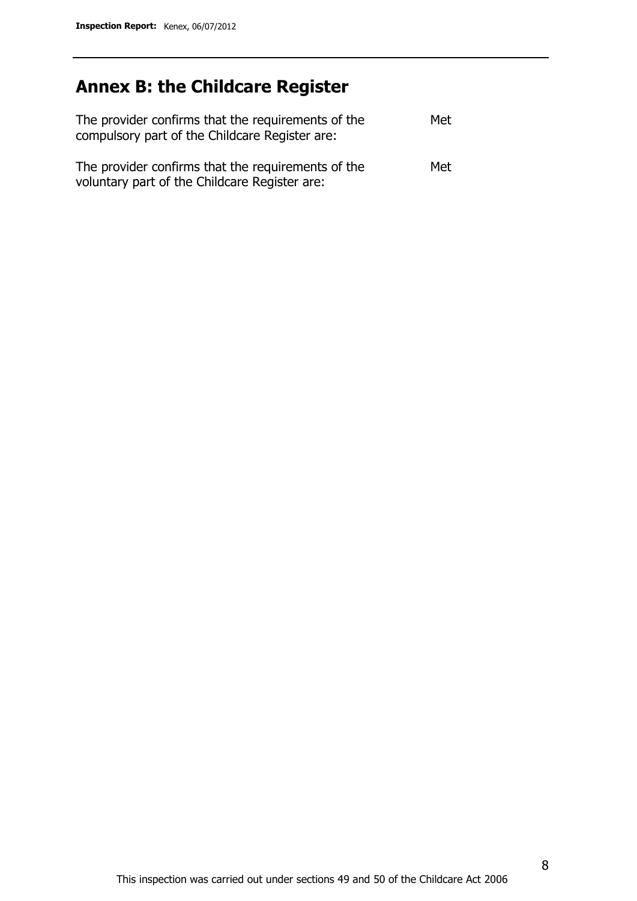# Annex B: the Childcare Register

| | |
|---|---|
| The provider confirms that the requirements of the compulsory part of the Childcare Register are: | Met |
| The provider confirms that the requirements of the voluntary part of the Childcare Register are: | Met |

This inspection was carried out under sections 49 and 50 of the Childcare Act 2006